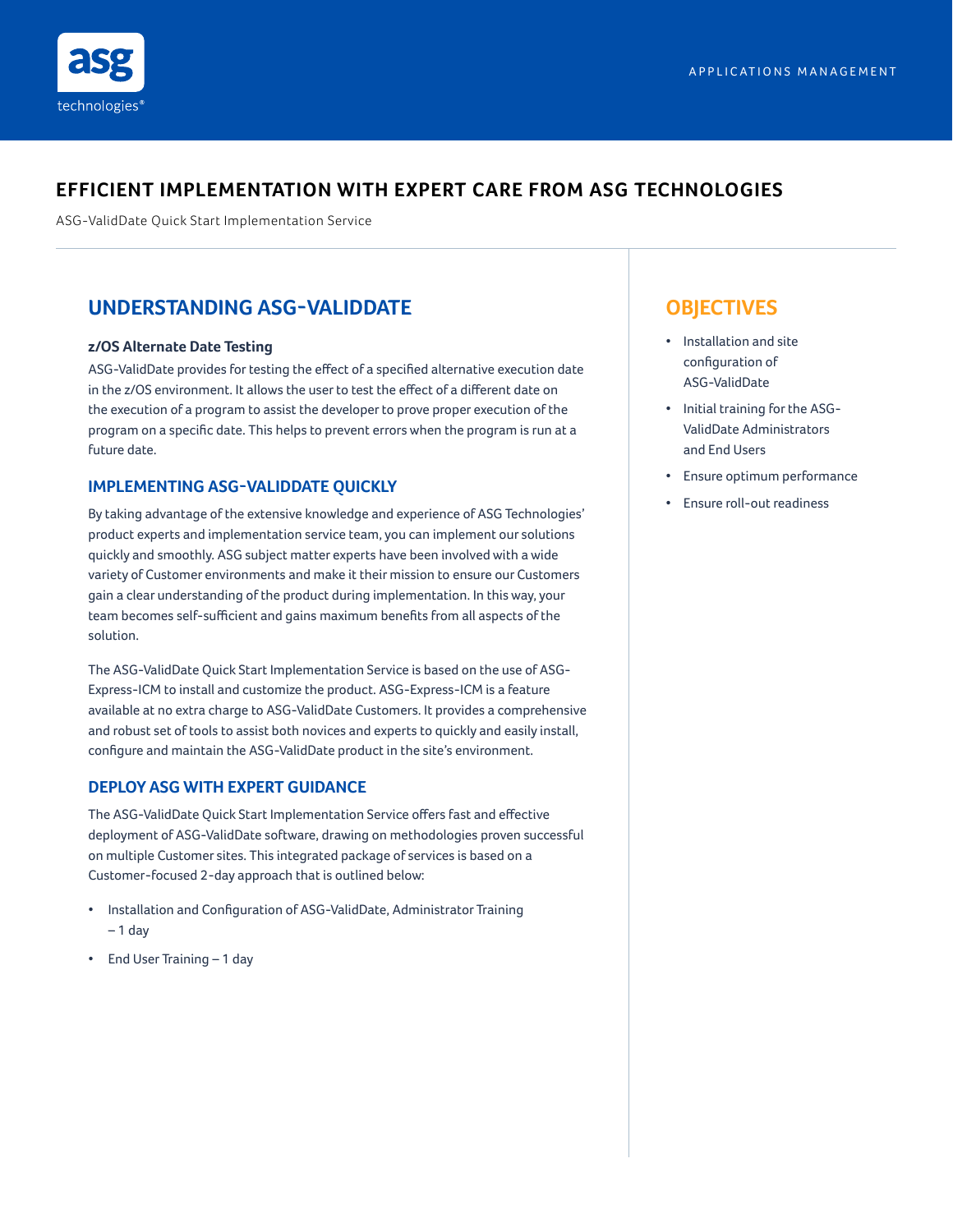APPLICATIONS MANAGEMENT

# EFFICIENT IMPLEMENTATION WITH EXPERT CARE FROM ASG TECHNOLOGIES

ASG-ValidDate Quick Start Implementation Service

## UNDERSTANDING ASG-VALIDDATE

**z/OS Alternate Date Testing**

ASG-ValidDate provides for testing the effect of a specified alternative execution date in the z/OS environment. It allows the user to test the effect of a different date on the execution of a program to assist the developer to prove proper execution of the program on a specific date. This helps to prevent errors when the program is run at a future date.

### IMPLEMENTING ASG-VALIDDATE QUICKLY

By taking advantage of the extensive knowledge and experience of ASG Technologies' product experts and implementation service team, you can implement our solutions quickly and smoothly. ASG subject matter experts have been involved with a wide variety of Customer environments and make it their mission to ensure our Customers gain a clear understanding of the product during implementation. In this way, your team becomes self-sufficient and gains maximum benefits from all aspects of the solution.

The ASG-ValidDate Quick Start Implementation Service is based on the use of ASG-Express-ICM to install and customize the product. ASG-Express-ICM is a feature available at no extra charge to ASG-ValidDate Customers. It provides a comprehensive and robust set of tools to assist both novices and experts to quickly and easily install, configure and maintain the ASG-ValidDate product in the site's environment.

### DEPLOY ASG WITH EXPERT GUIDANCE

The ASG-ValidDate Quick Start Implementation Service offers fast and effective deployment of ASG-ValidDate software, drawing on methodologies proven successful on multiple Customer sites. This integrated package of services is based on a Customer-focused 2-day approach that is outlined below:

- Installation and Configuration of ASG-ValidDate, Administrator Training – 1 day
- End User Training – 1 day

## OBJECTIVES

- Installation and site configuration of ASG-ValidDate
- Initial training for the ASG-ValidDate Administrators and End Users
- Ensure optimum performance
- Ensure roll-out readiness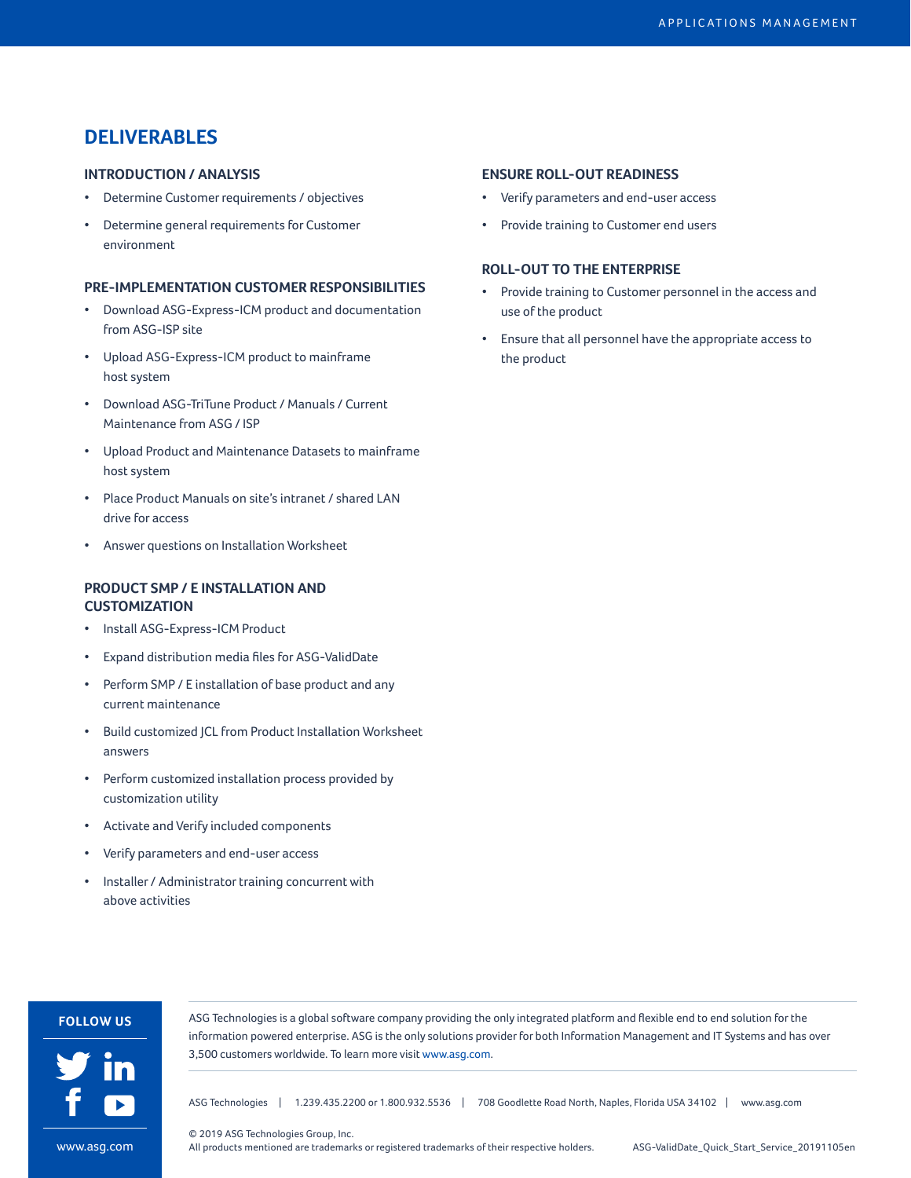## DELIVERABLES

### INTRODUCTION / ANALYSIS

- Determine Customer requirements / objectives
- Determine general requirements for Customer environment

### PRE-IMPLEMENTATION CUSTOMER RESPONSIBILITIES

- Download ASG-Express-ICM product and documentation from ASG-ISP site
- Upload ASG-Express-ICM product to mainframe host system
- Download ASG-TriTune Product / Manuals / Current Maintenance from ASG / ISP
- Upload Product and Maintenance Datasets to mainframe host system
- Place Product Manuals on site's intranet / shared LAN drive for access
- Answer questions on Installation Worksheet

### PRODUCT SMP / E INSTALLATION AND CUSTOMIZATION

- Install ASG-Express-ICM Product
- Expand distribution media files for ASG-ValidDate
- Perform SMP / E installation of base product and any current maintenance
- Build customized JCL from Product Installation Worksheet answers
- Perform customized installation process provided by customization utility
- Activate and Verify included components
- Verify parameters and end-user access
- Installer / Administrator training concurrent with above activities

### ENSURE ROLL-OUT READINESS

- Verify parameters and end-user access
- Provide training to Customer end users

### ROLL-OUT TO THE ENTERPRISE

- Provide training to Customer personnel in the access and use of the product
- Ensure that all personnel have the appropriate access to the product

**FOLLOW US**

www.asg.com

ASG Technologies is a global software company providing the only integrated platform and flexible end to end solution for the information powered enterprise. ASG is the only solutions provider for both Information Management and IT Systems and has over 3,500 customers worldwide. To learn more visit www.asg.com.

ASG Technologies | 1.239.435.2200 or 1.800.932.5536 | 708 Goodlette Road North, Naples, Florida USA 34102 | www.asg.com

© 2019 ASG Technologies Group, Inc.
All products mentioned are trademarks or registered trademarks of their respective holders. ASG-ValidDate_Quick_Start_Service_20191105en